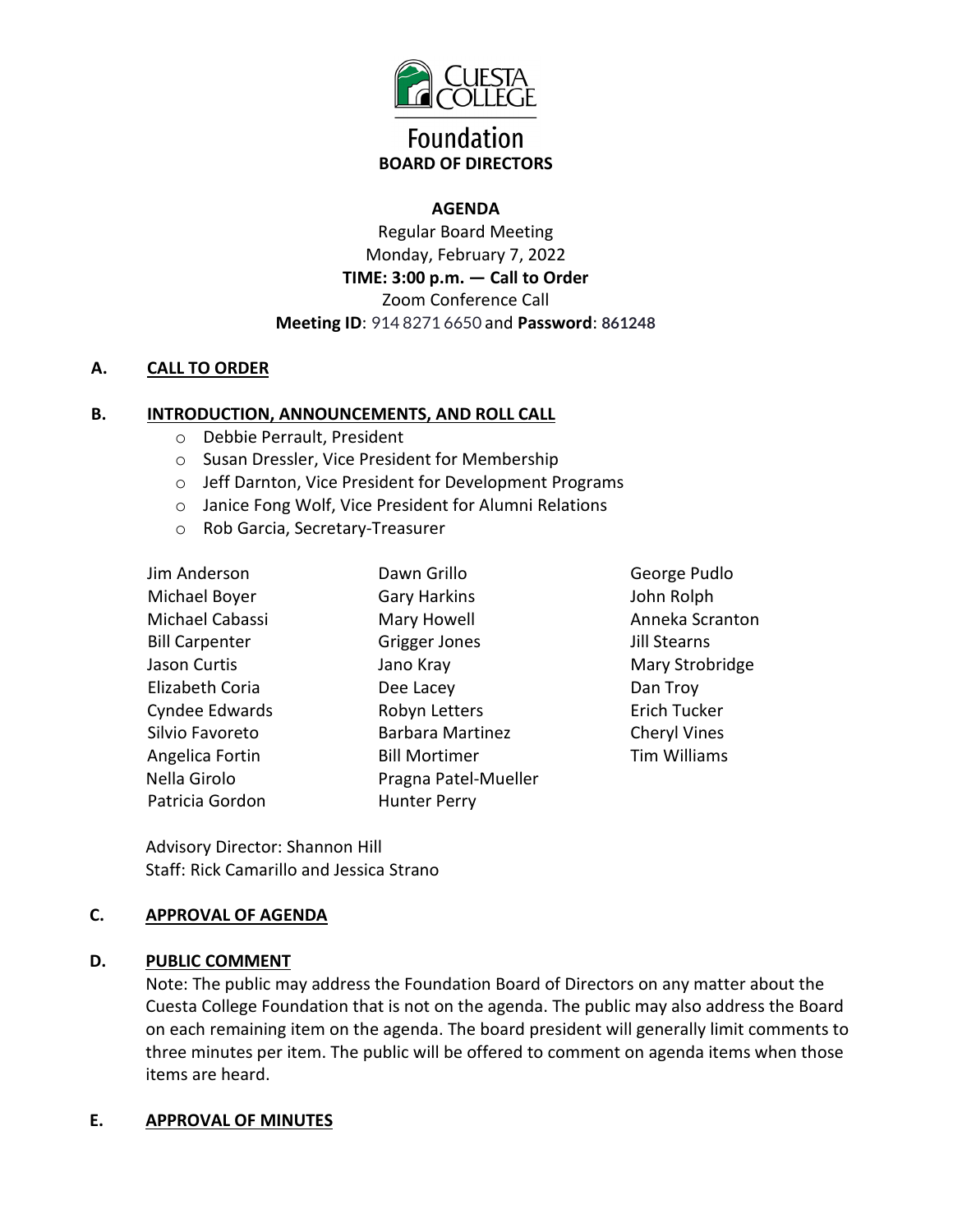Cuesta College

Foundation

**BOARD OF DIRECTORS**

**AGENDA**

Regular Board Meeting

Monday, February 7, 2022

**TIME: 3:00 p.m. — Call to Order**

Zoom Conference Call

**Meeting ID**: 914 8271 6650 and **Password**: **861248**

## A. CALL TO ORDER

## B. INTRODUCTION, ANNOUNCEMENTS, AND ROLL CALL

- Debbie Perrault, President
- Susan Dressler, Vice President for Membership
- Jeff Darnton, Vice President for Development Programs
- Janice Fong Wolf, Vice President for Alumni Relations
- Rob Garcia, Secretary-Treasurer

Jim Anderson
Michael Boyer
Michael Cabassi
Bill Carpenter
Jason Curtis
Elizabeth Coria
Cyndee Edwards
Silvio Favoreto
Angelica Fortin
Nella Girolo
Patricia Gordon
Dawn Grillo
Gary Harkins
Mary Howell
Grigger Jones
Jano Kray
Dee Lacey
Robyn Letters
Barbara Martinez
Bill Mortimer
Pragna Patel-Mueller
Hunter Perry
George Pudlo
John Rolph
Anneka Scranton
Jill Stearns
Mary Strobridge
Dan Troy
Erich Tucker
Cheryl Vines
Tim Williams

Advisory Director: Shannon Hill
Staff: Rick Camarillo and Jessica Strano

## C. APPROVAL OF AGENDA

## D. PUBLIC COMMENT

Note: The public may address the Foundation Board of Directors on any matter about the Cuesta College Foundation that is not on the agenda. The public may also address the Board on each remaining item on the agenda. The board president will generally limit comments to three minutes per item. The public will be offered to comment on agenda items when those items are heard.

## E. APPROVAL OF MINUTES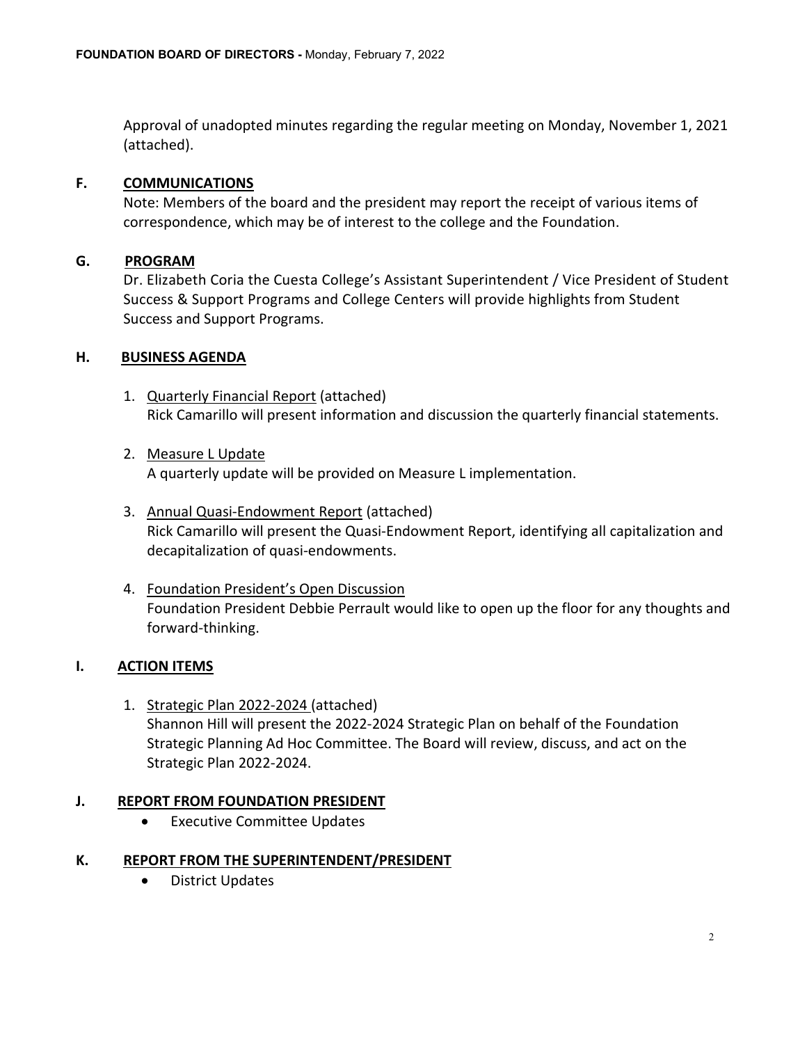Approval of unadopted minutes regarding the regular meeting on Monday, November 1, 2021 (attached).

## F. COMMUNICATIONS

Note: Members of the board and the president may report the receipt of various items of correspondence, which may be of interest to the college and the Foundation.

## G. PROGRAM

Dr. Elizabeth Coria the Cuesta College's Assistant Superintendent / Vice President of Student Success & Support Programs and College Centers will provide highlights from Student Success and Support Programs.

## H. BUSINESS AGENDA

1. Quarterly Financial Report (attached)
   Rick Camarillo will present information and discussion the quarterly financial statements.

2. Measure L Update
   A quarterly update will be provided on Measure L implementation.

3. Annual Quasi-Endowment Report (attached)
   Rick Camarillo will present the Quasi-Endowment Report, identifying all capitalization and decapitalization of quasi-endowments.

4. Foundation President's Open Discussion
   Foundation President Debbie Perrault would like to open up the floor for any thoughts and forward-thinking.

## I. ACTION ITEMS

1. Strategic Plan 2022-2024 (attached)
   Shannon Hill will present the 2022-2024 Strategic Plan on behalf of the Foundation Strategic Planning Ad Hoc Committee. The Board will review, discuss, and act on the Strategic Plan 2022-2024.

## J. REPORT FROM FOUNDATION PRESIDENT

- Executive Committee Updates

## K. REPORT FROM THE SUPERINTENDENT/PRESIDENT

- District Updates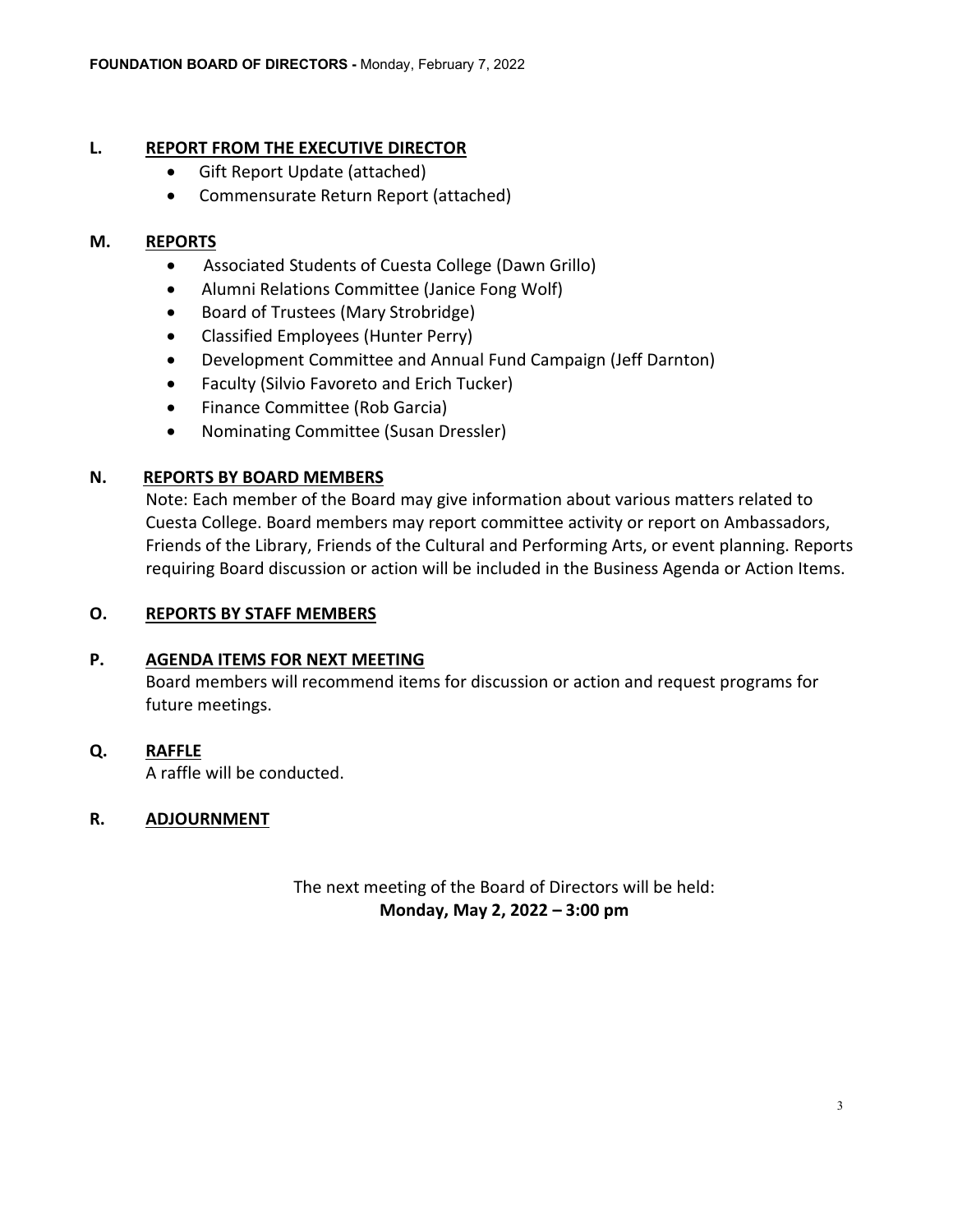## L. REPORT FROM THE EXECUTIVE DIRECTOR

- Gift Report Update (attached)
- Commensurate Return Report (attached)

## M. REPORTS

- Associated Students of Cuesta College (Dawn Grillo)
- Alumni Relations Committee (Janice Fong Wolf)
- Board of Trustees (Mary Strobridge)
- Classified Employees (Hunter Perry)
- Development Committee and Annual Fund Campaign (Jeff Darnton)
- Faculty (Silvio Favoreto and Erich Tucker)
- Finance Committee (Rob Garcia)
- Nominating Committee (Susan Dressler)

## N. REPORTS BY BOARD MEMBERS

Note: Each member of the Board may give information about various matters related to Cuesta College. Board members may report committee activity or report on Ambassadors, Friends of the Library, Friends of the Cultural and Performing Arts, or event planning. Reports requiring Board discussion or action will be included in the Business Agenda or Action Items.

## O. REPORTS BY STAFF MEMBERS

## P. AGENDA ITEMS FOR NEXT MEETING

Board members will recommend items for discussion or action and request programs for future meetings.

## Q. RAFFLE

A raffle will be conducted.

## R. ADJOURNMENT

The next meeting of the Board of Directors will be held:
**Monday, May 2, 2022 – 3:00 pm**